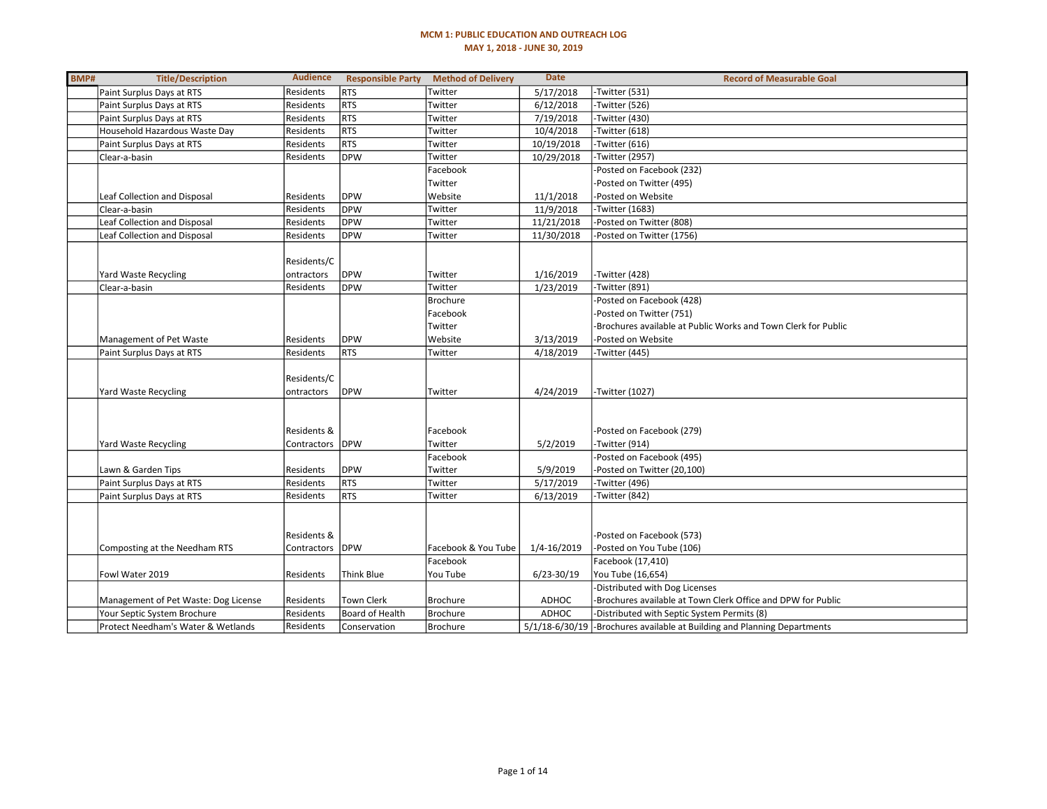# MCM 1: PUBLIC EDUCATION AND OUTREACH LOG

## MAY 1, 2018 - JUNE 30, 2019

| BMP# | Title/Description | Audience | Responsible Party | Method of Delivery | Date | Record of Measurable Goal |
|---|---|---|---|---|---|---|
| | Paint Surplus Days at RTS | Residents | RTS | Twitter | 5/17/2018 | -Twitter (531) |
| | Paint Surplus Days at RTS | Residents | RTS | Twitter | 6/12/2018 | -Twitter (526) |
| | Paint Surplus Days at RTS | Residents | RTS | Twitter | 7/19/2018 | -Twitter (430) |
| | Household Hazardous Waste Day | Residents | RTS | Twitter | 10/4/2018 | -Twitter (618) |
| | Paint Surplus Days at RTS | Residents | RTS | Twitter | 10/19/2018 | -Twitter (616) |
| | Clear-a-basin | Residents | DPW | Twitter | 10/29/2018 | -Twitter (2957) |
| | Leaf Collection and Disposal | Residents | DPW | Facebook<br>Twitter<br>Website | 11/1/2018 | -Posted on Facebook (232)<br>-Posted on Twitter (495)<br>-Posted on Website |
| | Clear-a-basin | Residents | DPW | Twitter | 11/9/2018 | -Twitter (1683) |
| | Leaf Collection and Disposal | Residents | DPW | Twitter | 11/21/2018 | -Posted on Twitter (808) |
| | Leaf Collection and Disposal | Residents | DPW | Twitter | 11/30/2018 | -Posted on Twitter (1756) |
| | Yard Waste Recycling | Residents/Contractors | DPW | Twitter | 1/16/2019 | -Twitter (428) |
| | Clear-a-basin | Residents | DPW | Twitter | 1/23/2019 | -Twitter (891) |
| | Management of Pet Waste | Residents | DPW | Brochure<br>Facebook<br>Twitter<br>Website | 3/13/2019 | -Posted on Facebook (428)<br>-Posted on Twitter (751)<br>-Brochures available at Public Works and Town Clerk for Public<br>-Posted on Website |
| | Paint Surplus Days at RTS | Residents | RTS | Twitter | 4/18/2019 | -Twitter (445) |
| | Yard Waste Recycling | Residents/Contractors | DPW | Twitter | 4/24/2019 | -Twitter (1027) |
| | Yard Waste Recycling | Residents & Contractors | DPW | Facebook<br>Twitter | 5/2/2019 | -Posted on Facebook (279)<br>-Twitter (914) |
| | Lawn & Garden Tips | Residents | DPW | Facebook<br>Twitter | 5/9/2019 | -Posted on Facebook (495)<br>-Posted on Twitter (20,100) |
| | Paint Surplus Days at RTS | Residents | RTS | Twitter | 5/17/2019 | -Twitter (496) |
| | Paint Surplus Days at RTS | Residents | RTS | Twitter | 6/13/2019 | -Twitter (842) |
| | Composting at the Needham RTS | Residents & Contractors | DPW | Facebook & You Tube | 1/4-16/2019 | -Posted on Facebook (573)<br>-Posted on You Tube (106) |
| | Fowl Water 2019 | Residents | Think Blue | Facebook<br>You Tube | 6/23-30/19 | Facebook (17,410)<br>You Tube (16,654) |
| | Management of Pet Waste: Dog License | Residents | Town Clerk | Brochure | ADHOC | -Distributed with Dog Licenses<br>-Brochures available at Town Clerk Office and DPW for Public |
| | Your Septic System Brochure | Residents | Board of Health | Brochure | ADHOC | -Distributed with Septic System Permits (8) |
| | Protect Needham's Water & Wetlands | Residents | Conservation | Brochure | 5/1/18-6/30/19 | -Brochures available at Building and Planning Departments |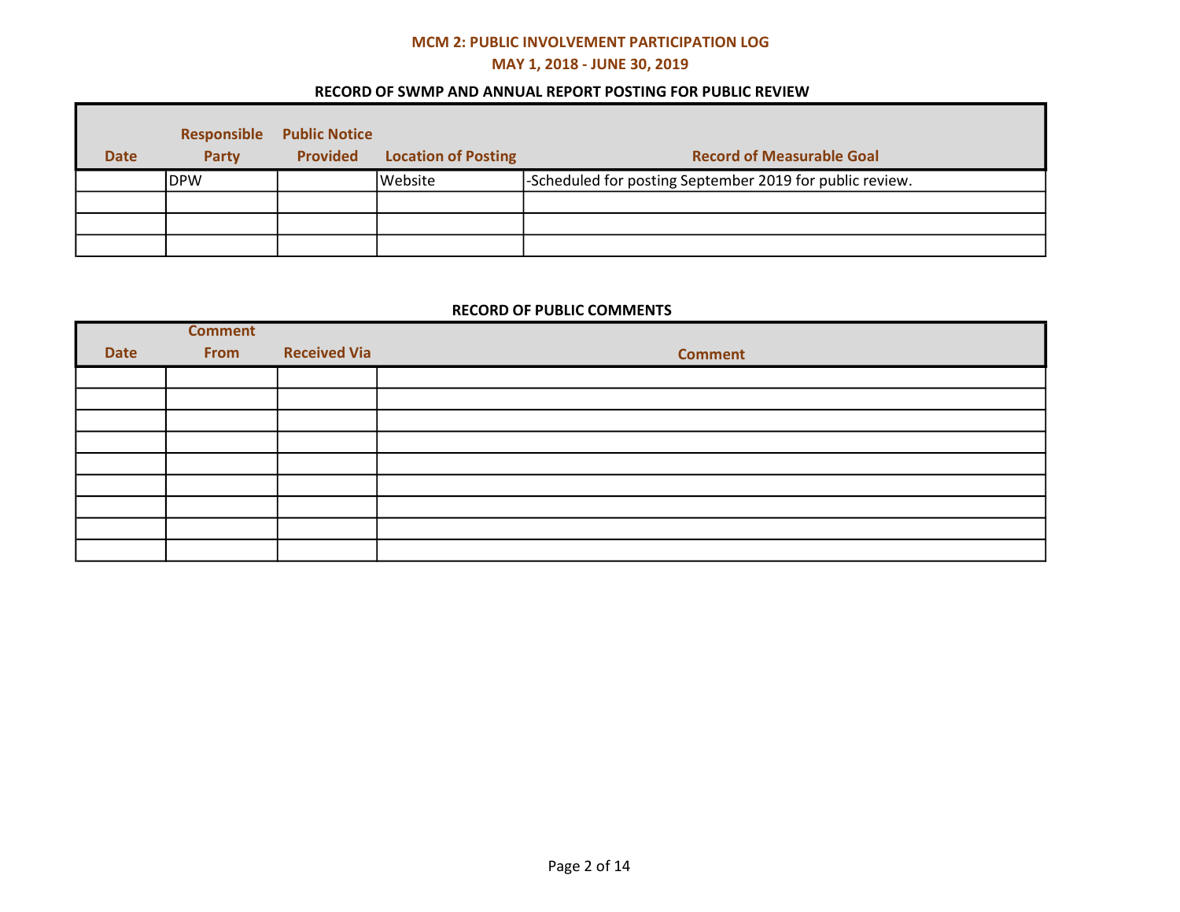# MCM 2: PUBLIC INVOLVEMENT PARTICIPATION LOG

## MAY 1, 2018 - JUNE 30, 2019

### RECORD OF SWMP AND ANNUAL REPORT POSTING FOR PUBLIC REVIEW

| Date | Responsible Party | Public Notice Provided | Location of Posting | Record of Measurable Goal |
|---|---|---|---|---|
| | DPW | | Website | -Scheduled for posting September 2019 for public review. |
| | | | | |
| | | | | |
| | | | | |

### RECORD OF PUBLIC COMMENTS

| Date | Comment From | Received Via | Comment |
|---|---|---|---|
| | | | |
| | | | |
| | | | |
| | | | |
| | | | |
| | | | |
| | | | |
| | | | |
| | | | |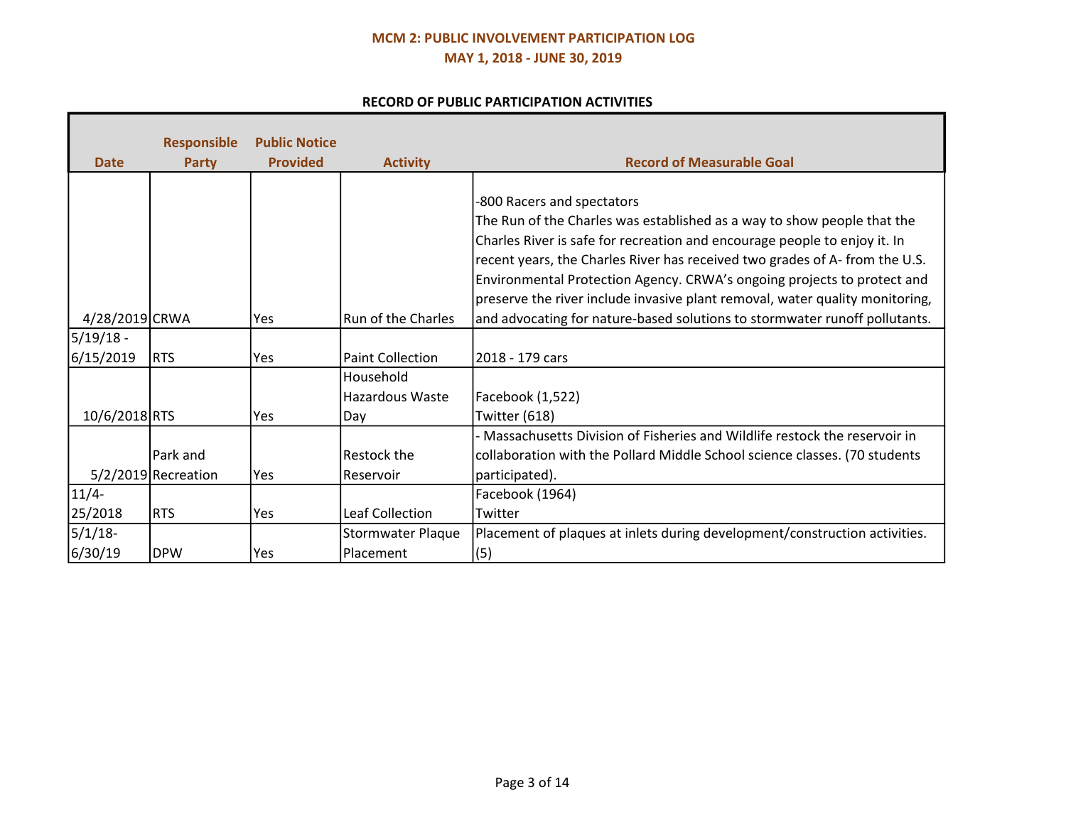## MCM 2: PUBLIC INVOLVEMENT PARTICIPATION LOG

## MAY 1, 2018 - JUNE 30, 2019

### RECORD OF PUBLIC PARTICIPATION ACTIVITIES

| Date | Responsible Party | Public Notice Provided | Activity | Record of Measurable Goal |
|---|---|---|---|---|
| 4/28/2019 | CRWA | Yes | Run of the Charles | -800 Racers and spectators<br>The Run of the Charles was established as a way to show people that the Charles River is safe for recreation and encourage people to enjoy it. In recent years, the Charles River has received two grades of A- from the U.S. Environmental Protection Agency. CRWA's ongoing projects to protect and preserve the river include invasive plant removal, water quality monitoring, and advocating for nature-based solutions to stormwater runoff pollutants. |
| 5/19/18 - 6/15/2019 | RTS | Yes | Paint Collection | 2018 - 179 cars |
| 10/6/2018 | RTS | Yes | Household Hazardous Waste Day | Facebook (1,522)<br>Twitter (618) |
| 5/2/2019 | Park and Recreation | Yes | Restock the Reservoir | - Massachusetts Division of Fisheries and Wildlife restock the reservoir in collaboration with the Pollard Middle School science classes. (70 students participated). |
| 11/4-25/2018 | RTS | Yes | Leaf Collection | Facebook (1964)<br>Twitter |
| 5/1/18-6/30/19 | DPW | Yes | Stormwater Plaque Placement | Placement of plaques at inlets during development/construction activities. (5) |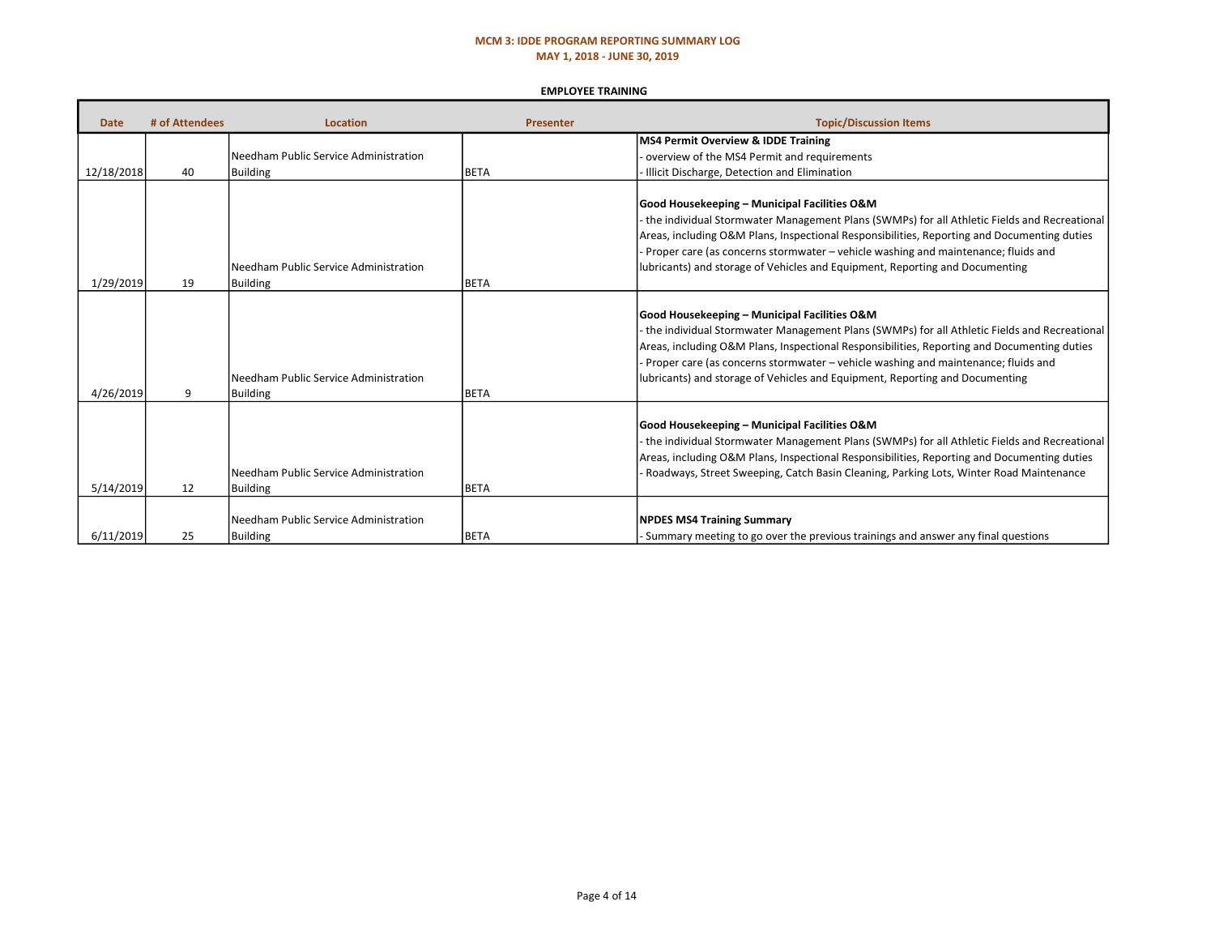# MCM 3: IDDE PROGRAM REPORTING SUMMARY LOG

## MAY 1, 2018 - JUNE 30, 2019

### EMPLOYEE TRAINING

| Date | # of Attendees | Location | Presenter | Topic/Discussion Items |
|---|---|---|---|---|
| 12/18/2018 | 40 | Needham Public Service Administration Building | BETA | **MS4 Permit Overview & IDDE Training**<br>- overview of the MS4 Permit and requirements<br>- Illicit Discharge, Detection and Elimination |
| 1/29/2019 | 19 | Needham Public Service Administration Building | BETA | **Good Housekeeping – Municipal Facilities O&M**<br>- the individual Stormwater Management Plans (SWMPs) for all Athletic Fields and Recreational Areas, including O&M Plans, Inspectional Responsibilities, Reporting and Documenting duties<br>- Proper care (as concerns stormwater – vehicle washing and maintenance; fluids and lubricants) and storage of Vehicles and Equipment, Reporting and Documenting |
| 4/26/2019 | 9 | Needham Public Service Administration Building | BETA | **Good Housekeeping – Municipal Facilities O&M**<br>- the individual Stormwater Management Plans (SWMPs) for all Athletic Fields and Recreational Areas, including O&M Plans, Inspectional Responsibilities, Reporting and Documenting duties<br>- Proper care (as concerns stormwater – vehicle washing and maintenance; fluids and lubricants) and storage of Vehicles and Equipment, Reporting and Documenting |
| 5/14/2019 | 12 | Needham Public Service Administration Building | BETA | **Good Housekeeping – Municipal Facilities O&M**<br>- the individual Stormwater Management Plans (SWMPs) for all Athletic Fields and Recreational Areas, including O&M Plans, Inspectional Responsibilities, Reporting and Documenting duties<br>- Roadways, Street Sweeping, Catch Basin Cleaning, Parking Lots, Winter Road Maintenance |
| 6/11/2019 | 25 | Needham Public Service Administration Building | BETA | **NPDES MS4 Training Summary**<br>- Summary meeting to go over the previous trainings and answer any final questions |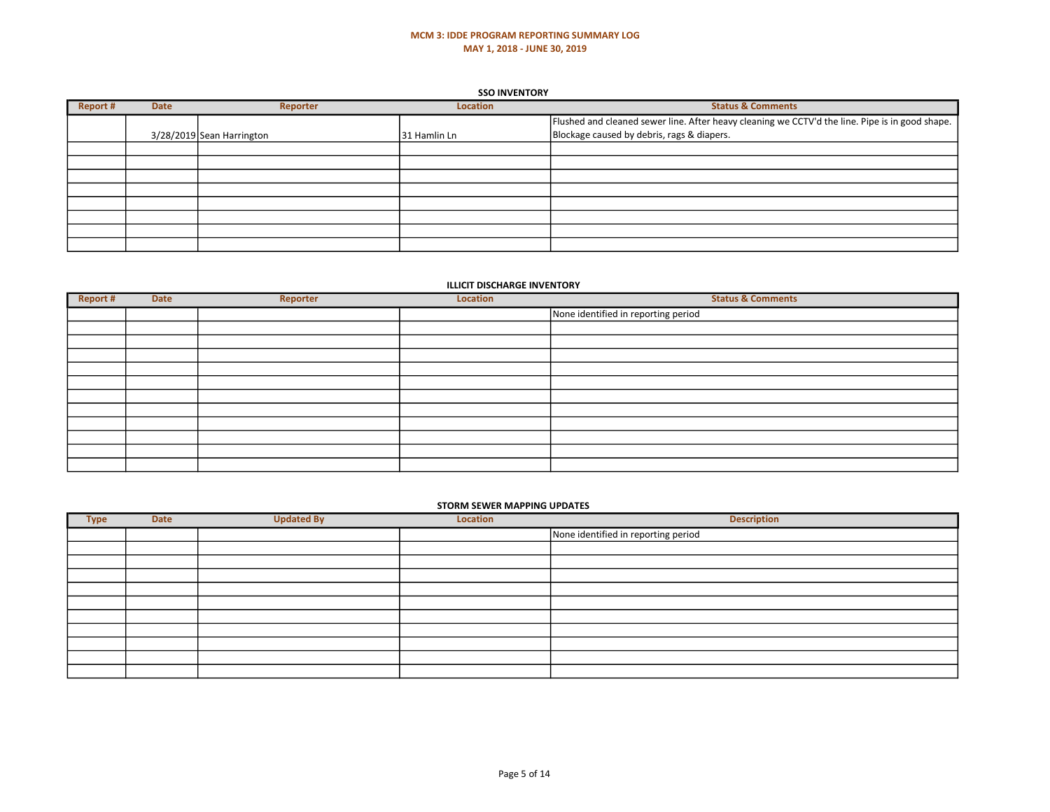# MCM 3: IDDE PROGRAM REPORTING SUMMARY LOG

## MAY 1, 2018 - JUNE 30, 2019

### SSO INVENTORY

| Report # | Date | Reporter | Location | Status & Comments |
|---|---|---|---|---|
| | 3/28/2019 | Sean Harrington | 31 Hamlin Ln | Flushed and cleaned sewer line. After heavy cleaning we CCTV'd the line. Pipe is in good shape. Blockage caused by debris, rags & diapers. |
| | | | | |
| | | | | |
| | | | | |
| | | | | |
| | | | | |
| | | | | |
| | | | | |
| | | | | |

### ILLICIT DISCHARGE INVENTORY

| Report # | Date | Reporter | Location | Status & Comments |
|---|---|---|---|---|
| | | | | None identified in reporting period |
| | | | | |
| | | | | |
| | | | | |
| | | | | |
| | | | | |
| | | | | |
| | | | | |
| | | | | |
| | | | | |
| | | | | |
| | | | | |

### STORM SEWER MAPPING UPDATES

| Type | Date | Updated By | Location | Description |
|---|---|---|---|---|
| | | | | None identified in reporting period |
| | | | | |
| | | | | |
| | | | | |
| | | | | |
| | | | | |
| | | | | |
| | | | | |
| | | | | |
| | | | | |
| | | | | |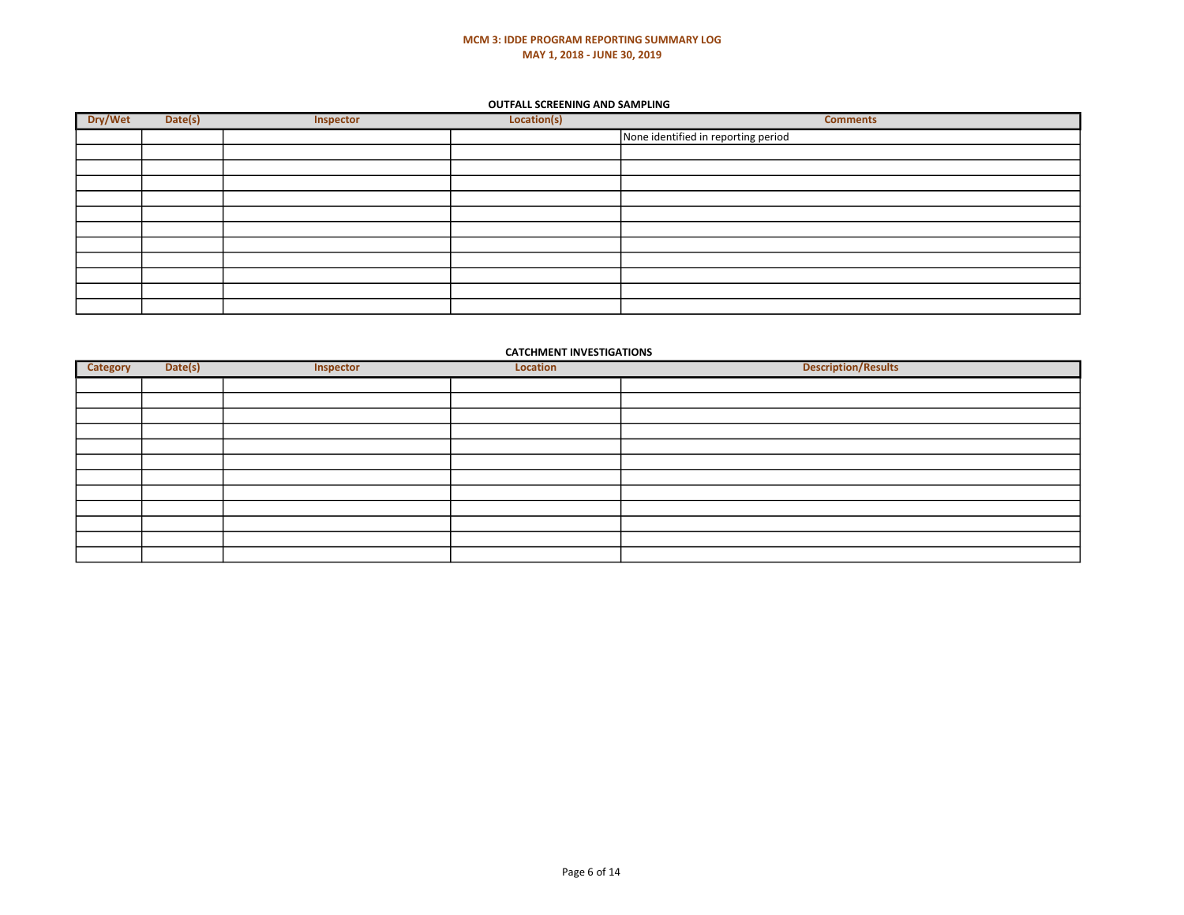# MCM 3: IDDE PROGRAM REPORTING SUMMARY LOG

## MAY 1, 2018 - JUNE 30, 2019

### OUTFALL SCREENING AND SAMPLING

| Dry/Wet | Date(s) | Inspector | Location(s) | Comments |
|---|---|---|---|---|
| | | | | None identified in reporting period |
| | | | | |
| | | | | |
| | | | | |
| | | | | |
| | | | | |
| | | | | |
| | | | | |
| | | | | |
| | | | | |
| | | | | |
| | | | | |

### CATCHMENT INVESTIGATIONS

| Category | Date(s) | Inspector | Location | Description/Results |
|---|---|---|---|---|
| | | | | |
| | | | | |
| | | | | |
| | | | | |
| | | | | |
| | | | | |
| | | | | |
| | | | | |
| | | | | |
| | | | | |
| | | | | |
| | | | | |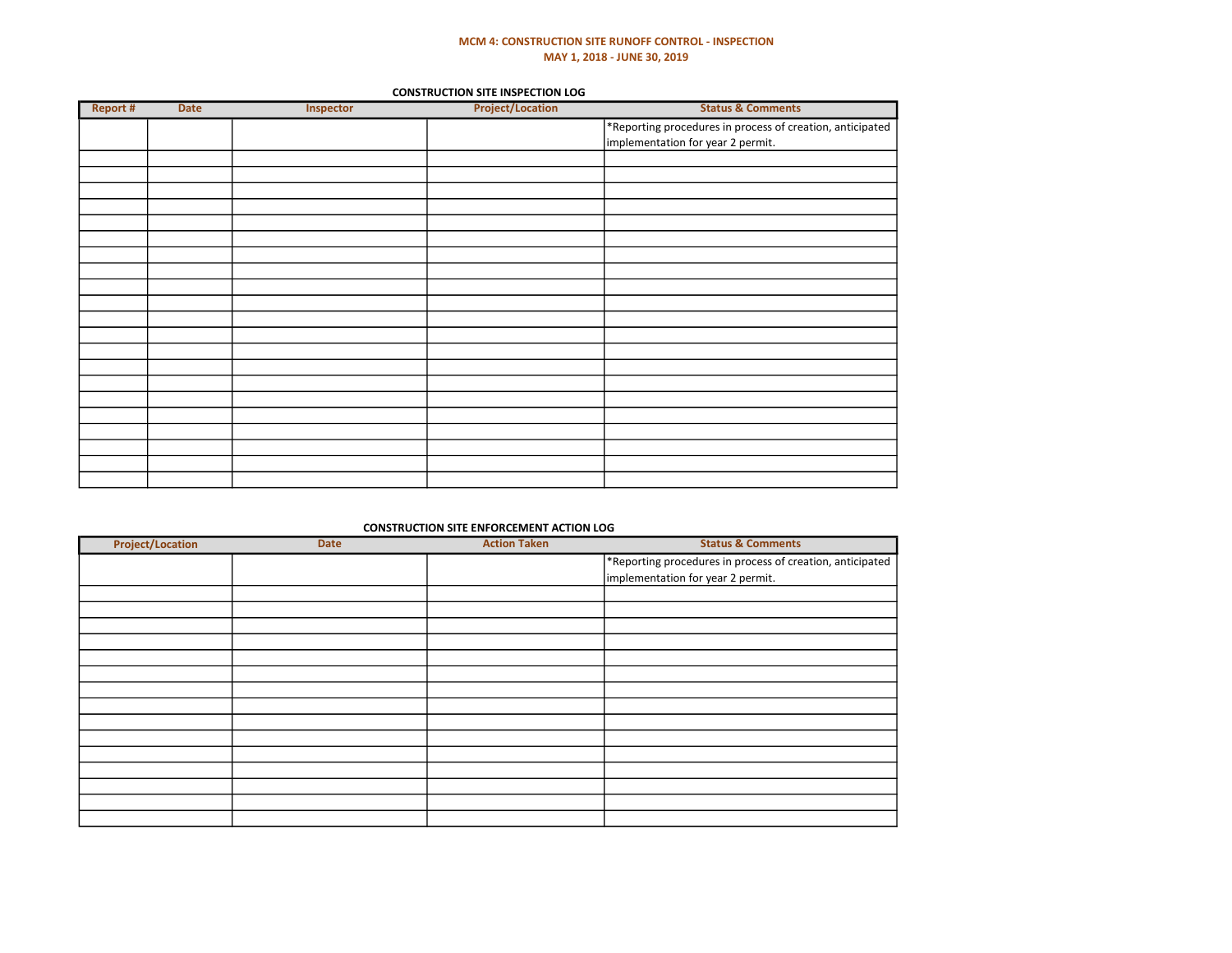# MCM 4: CONSTRUCTION SITE RUNOFF CONTROL - INSPECTION

## MAY 1, 2018 - JUNE 30, 2019

### CONSTRUCTION SITE INSPECTION LOG

| Report # | Date | Inspector | Project/Location | Status & Comments |
|---|---|---|---|---|
| | | | | *Reporting procedures in process of creation, anticipated implementation for year 2 permit. |
| | | | | |
| | | | | |
| | | | | |
| | | | | |
| | | | | |
| | | | | |
| | | | | |
| | | | | |
| | | | | |
| | | | | |
| | | | | |
| | | | | |
| | | | | |
| | | | | |
| | | | | |
| | | | | |
| | | | | |
| | | | | |
| | | | | |
| | | | | |
| | | | | |

### CONSTRUCTION SITE ENFORCEMENT ACTION LOG

| Project/Location | Date | Action Taken | Status & Comments |
|---|---|---|---|
| | | | *Reporting procedures in process of creation, anticipated implementation for year 2 permit. |
| | | | |
| | | | |
| | | | |
| | | | |
| | | | |
| | | | |
| | | | |
| | | | |
| | | | |
| | | | |
| | | | |
| | | | |
| | | | |
| | | | |
| | | | |
| | | | |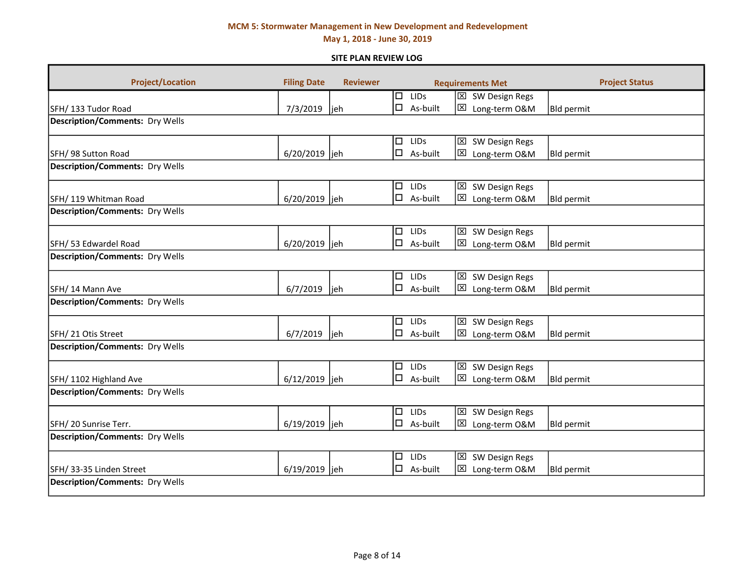**MCM 5: Stormwater Management in New Development and Redevelopment**

**May 1, 2018 - June 30, 2019**

**SITE PLAN REVIEW LOG**

| Project/Location | Filing Date | Reviewer | Requirements Met | | Project Status |
|---|---|---|---|---|---|
| SFH/ 133 Tudor Road | 7/3/2019 | jeh | ☐ LIDs<br>☐ As-built | ☒ SW Design Regs<br>☒ Long-term O&M | Bld permit |
| **Description/Comments:** Dry Wells | | | | | |
| SFH/ 98 Sutton Road | 6/20/2019 | jeh | ☐ LIDs<br>☐ As-built | ☒ SW Design Regs<br>☒ Long-term O&M | Bld permit |
| **Description/Comments:** Dry Wells | | | | | |
| SFH/ 119 Whitman Road | 6/20/2019 | jeh | ☐ LIDs<br>☐ As-built | ☒ SW Design Regs<br>☒ Long-term O&M | Bld permit |
| **Description/Comments:** Dry Wells | | | | | |
| SFH/ 53 Edwardel Road | 6/20/2019 | jeh | ☐ LIDs<br>☐ As-built | ☒ SW Design Regs<br>☒ Long-term O&M | Bld permit |
| **Description/Comments:** Dry Wells | | | | | |
| SFH/ 14 Mann Ave | 6/7/2019 | jeh | ☐ LIDs<br>☐ As-built | ☒ SW Design Regs<br>☒ Long-term O&M | Bld permit |
| **Description/Comments:** Dry Wells | | | | | |
| SFH/ 21 Otis Street | 6/7/2019 | jeh | ☐ LIDs<br>☐ As-built | ☒ SW Design Regs<br>☒ Long-term O&M | Bld permit |
| **Description/Comments:** Dry Wells | | | | | |
| SFH/ 1102 Highland Ave | 6/12/2019 | jeh | ☐ LIDs<br>☐ As-built | ☒ SW Design Regs<br>☒ Long-term O&M | Bld permit |
| **Description/Comments:** Dry Wells | | | | | |
| SFH/ 20 Sunrise Terr. | 6/19/2019 | jeh | ☐ LIDs<br>☐ As-built | ☒ SW Design Regs<br>☒ Long-term O&M | Bld permit |
| **Description/Comments:** Dry Wells | | | | | |
| SFH/ 33-35 Linden Street | 6/19/2019 | jeh | ☐ LIDs<br>☐ As-built | ☒ SW Design Regs<br>☒ Long-term O&M | Bld permit |
| **Description/Comments:** Dry Wells | | | | | |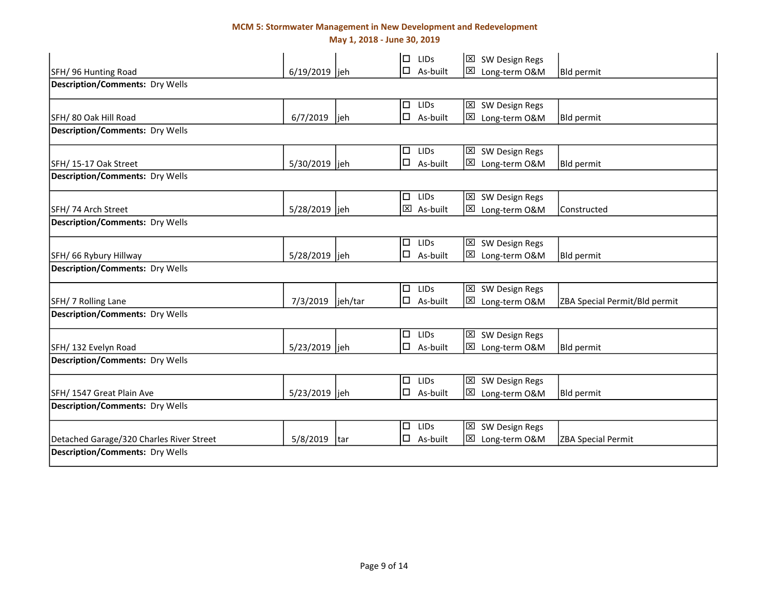**MCM 5: Stormwater Management in New Development and Redevelopment**

**May 1, 2018 - June 30, 2019**

| Project | Date | Reviewer | LIDs / As-built | SW Design Regs / Long-term O&M | Status |
|---|---|---|---|---|---|
| SFH/ 96 Hunting Road | 6/19/2019 | jeh | ☐ LIDs<br>☐ As-built | ☒ SW Design Regs<br>☒ Long-term O&M | Bld permit |
| **Description/Comments:** Dry Wells | | | | | |
| SFH/ 80 Oak Hill Road | 6/7/2019 | jeh | ☐ LIDs<br>☐ As-built | ☒ SW Design Regs<br>☒ Long-term O&M | Bld permit |
| **Description/Comments:** Dry Wells | | | | | |
| SFH/ 15-17 Oak Street | 5/30/2019 | jeh | ☐ LIDs<br>☐ As-built | ☒ SW Design Regs<br>☒ Long-term O&M | Bld permit |
| **Description/Comments:** Dry Wells | | | | | |
| SFH/ 74 Arch Street | 5/28/2019 | jeh | ☐ LIDs<br>☒ As-built | ☒ SW Design Regs<br>☒ Long-term O&M | Constructed |
| **Description/Comments:** Dry Wells | | | | | |
| SFH/ 66 Rybury Hillway | 5/28/2019 | jeh | ☐ LIDs<br>☐ As-built | ☒ SW Design Regs<br>☒ Long-term O&M | Bld permit |
| **Description/Comments:** Dry Wells | | | | | |
| SFH/ 7 Rolling Lane | 7/3/2019 | jeh/tar | ☐ LIDs<br>☐ As-built | ☒ SW Design Regs<br>☒ Long-term O&M | ZBA Special Permit/Bld permit |
| **Description/Comments:** Dry Wells | | | | | |
| SFH/ 132 Evelyn Road | 5/23/2019 | jeh | ☐ LIDs<br>☐ As-built | ☒ SW Design Regs<br>☒ Long-term O&M | Bld permit |
| **Description/Comments:** Dry Wells | | | | | |
| SFH/ 1547 Great Plain Ave | 5/23/2019 | jeh | ☐ LIDs<br>☐ As-built | ☒ SW Design Regs<br>☒ Long-term O&M | Bld permit |
| **Description/Comments:** Dry Wells | | | | | |
| Detached Garage/320 Charles River Street | 5/8/2019 | tar | ☐ LIDs<br>☐ As-built | ☒ SW Design Regs<br>☒ Long-term O&M | ZBA Special Permit |
| **Description/Comments:** Dry Wells | | | | | |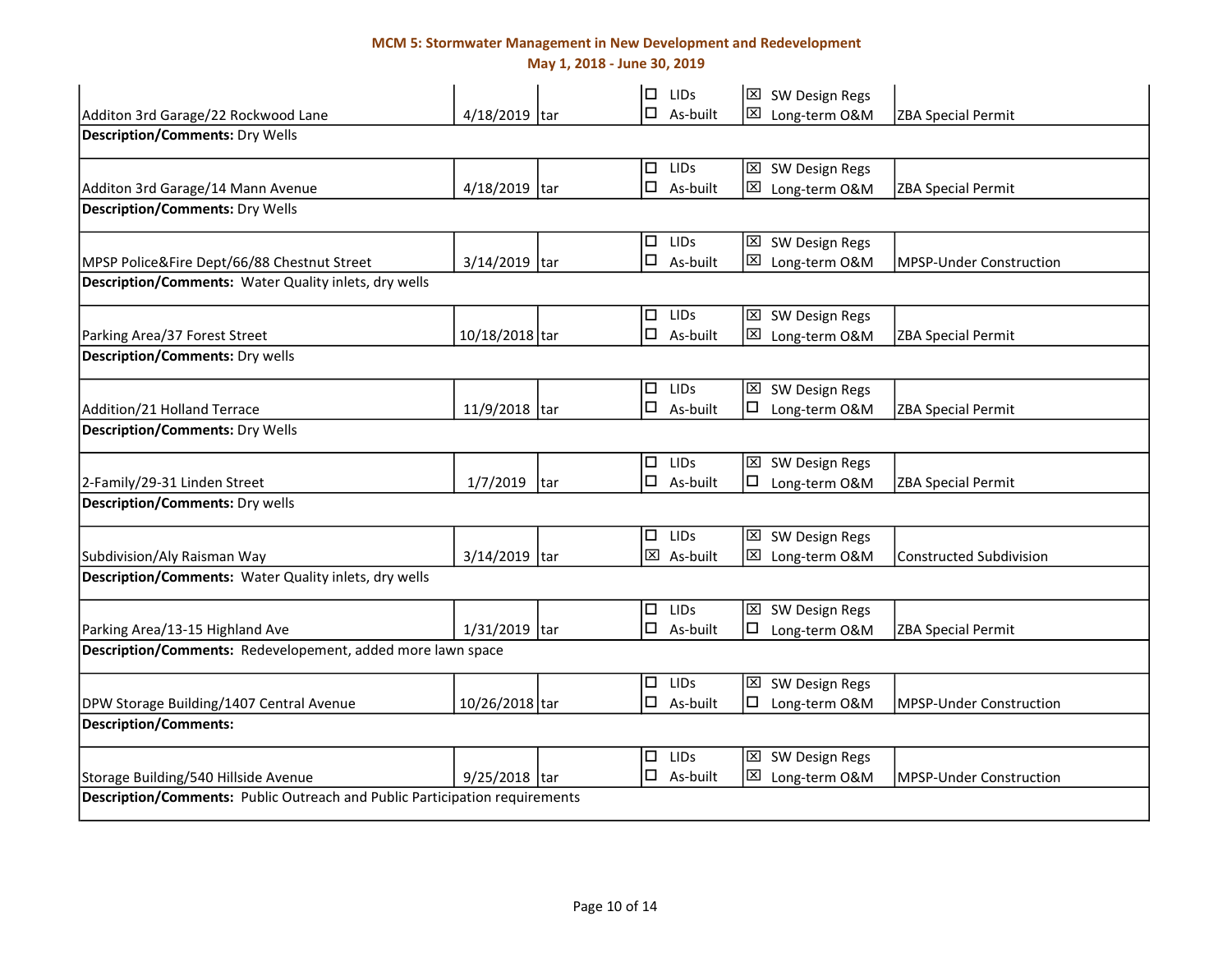**MCM 5: Stormwater Management in New Development and Redevelopment**

**May 1, 2018 - June 30, 2019**

| Project | Date | Reviewer | LIDs / As-built | SW Design Regs / Long-term O&M | Status |
|---|---|---|---|---|---|
| Additon 3rd Garage/22 Rockwood Lane | 4/18/2019 | tar | ☐ LIDs<br>☐ As-built | ☒ SW Design Regs<br>☒ Long-term O&M | ZBA Special Permit |
| **Description/Comments:** Dry Wells | | | | | |
| Additon 3rd Garage/14 Mann Avenue | 4/18/2019 | tar | ☐ LIDs<br>☐ As-built | ☒ SW Design Regs<br>☒ Long-term O&M | ZBA Special Permit |
| **Description/Comments:** Dry Wells | | | | | |
| MPSP Police&Fire Dept/66/88 Chestnut Street | 3/14/2019 | tar | ☐ LIDs<br>☐ As-built | ☒ SW Design Regs<br>☒ Long-term O&M | MPSP-Under Construction |
| **Description/Comments:** Water Quality inlets, dry wells | | | | | |
| Parking Area/37 Forest Street | 10/18/2018 | tar | ☐ LIDs<br>☐ As-built | ☒ SW Design Regs<br>☒ Long-term O&M | ZBA Special Permit |
| **Description/Comments:** Dry wells | | | | | |
| Addition/21 Holland Terrace | 11/9/2018 | tar | ☐ LIDs<br>☐ As-built | ☒ SW Design Regs<br>☐ Long-term O&M | ZBA Special Permit |
| **Description/Comments:** Dry Wells | | | | | |
| 2-Family/29-31 Linden Street | 1/7/2019 | tar | ☐ LIDs<br>☐ As-built | ☒ SW Design Regs<br>☐ Long-term O&M | ZBA Special Permit |
| **Description/Comments:** Dry wells | | | | | |
| Subdivision/Aly Raisman Way | 3/14/2019 | tar | ☐ LIDs<br>☒ As-built | ☒ SW Design Regs<br>☒ Long-term O&M | Constructed Subdivision |
| **Description/Comments:** Water Quality inlets, dry wells | | | | | |
| Parking Area/13-15 Highland Ave | 1/31/2019 | tar | ☐ LIDs<br>☐ As-built | ☒ SW Design Regs<br>☐ Long-term O&M | ZBA Special Permit |
| **Description/Comments:** Redevelopement, added more lawn space | | | | | |
| DPW Storage Building/1407 Central Avenue | 10/26/2018 | tar | ☐ LIDs<br>☐ As-built | ☒ SW Design Regs<br>☐ Long-term O&M | MPSP-Under Construction |
| **Description/Comments:** | | | | | |
| Storage Building/540 Hillside Avenue | 9/25/2018 | tar | ☐ LIDs<br>☐ As-built | ☒ SW Design Regs<br>☒ Long-term O&M | MPSP-Under Construction |
| **Description/Comments:** Public Outreach and Public Participation requirements | | | | | |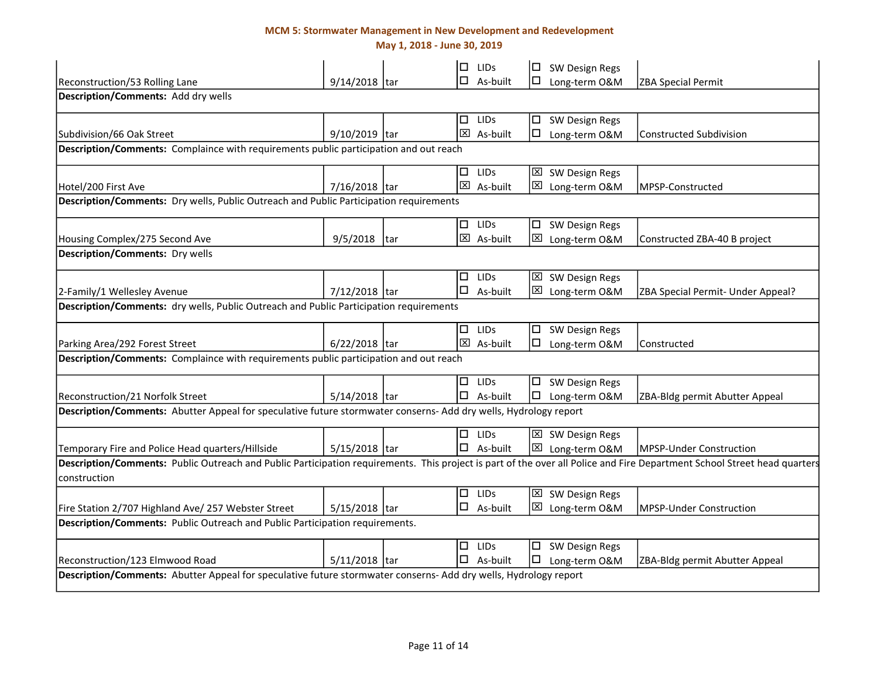## MCM 5: Stormwater Management in New Development and Redevelopment

**May 1, 2018 - June 30, 2019**

| Project/Location | Date | | Checklist | | Status |
|---|---|---|---|---|---|
| Reconstruction/53 Rolling Lane | 9/14/2018 | tar | ☐ LIDs ☐ As-built | ☐ SW Design Regs ☐ Long-term O&M | ZBA Special Permit |
| **Description/Comments:** Add dry wells | | | | | |
| Subdivision/66 Oak Street | 9/10/2019 | tar | ☐ LIDs ☒ As-built | ☐ SW Design Regs ☐ Long-term O&M | Constructed Subdivision |
| **Description/Comments:** Complaince with requirements public participation and out reach | | | | | |
| Hotel/200 First Ave | 7/16/2018 | tar | ☐ LIDs ☒ As-built | ☒ SW Design Regs ☒ Long-term O&M | MPSP-Constructed |
| **Description/Comments:** Dry wells, Public Outreach and Public Participation requirements | | | | | |
| Housing Complex/275 Second Ave | 9/5/2018 | tar | ☐ LIDs ☒ As-built | ☐ SW Design Regs ☒ Long-term O&M | Constructed ZBA-40 B project |
| **Description/Comments:** Dry wells | | | | | |
| 2-Family/1 Wellesley Avenue | 7/12/2018 | tar | ☐ LIDs ☐ As-built | ☒ SW Design Regs ☒ Long-term O&M | ZBA Special Permit- Under Appeal? |
| **Description/Comments:** dry wells, Public Outreach and Public Participation requirements | | | | | |
| Parking Area/292 Forest Street | 6/22/2018 | tar | ☐ LIDs ☒ As-built | ☐ SW Design Regs ☐ Long-term O&M | Constructed |
| **Description/Comments:** Complaince with requirements public participation and out reach | | | | | |
| Reconstruction/21 Norfolk Street | 5/14/2018 | tar | ☐ LIDs ☐ As-built | ☐ SW Design Regs ☐ Long-term O&M | ZBA-Bldg permit Abutter Appeal |
| **Description/Comments:** Abutter Appeal for speculative future stormwater conserns- Add dry wells, Hydrology report | | | | | |
| Temporary Fire and Police Head quarters/Hillside | 5/15/2018 | tar | ☐ LIDs ☐ As-built | ☒ SW Design Regs ☒ Long-term O&M | MPSP-Under Construction |
| **Description/Comments:** Public Outreach and Public Participation requirements. This project is part of the over all Police and Fire Department School Street head quarters construction | | | | | |
| Fire Station 2/707 Highland Ave/ 257 Webster Street | 5/15/2018 | tar | ☐ LIDs ☐ As-built | ☒ SW Design Regs ☒ Long-term O&M | MPSP-Under Construction |
| **Description/Comments:** Public Outreach and Public Participation requirements. | | | | | |
| Reconstruction/123 Elmwood Road | 5/11/2018 | tar | ☐ LIDs ☐ As-built | ☐ SW Design Regs ☐ Long-term O&M | ZBA-Bldg permit Abutter Appeal |
| **Description/Comments:** Abutter Appeal for speculative future stormwater conserns- Add dry wells, Hydrology report | | | | | |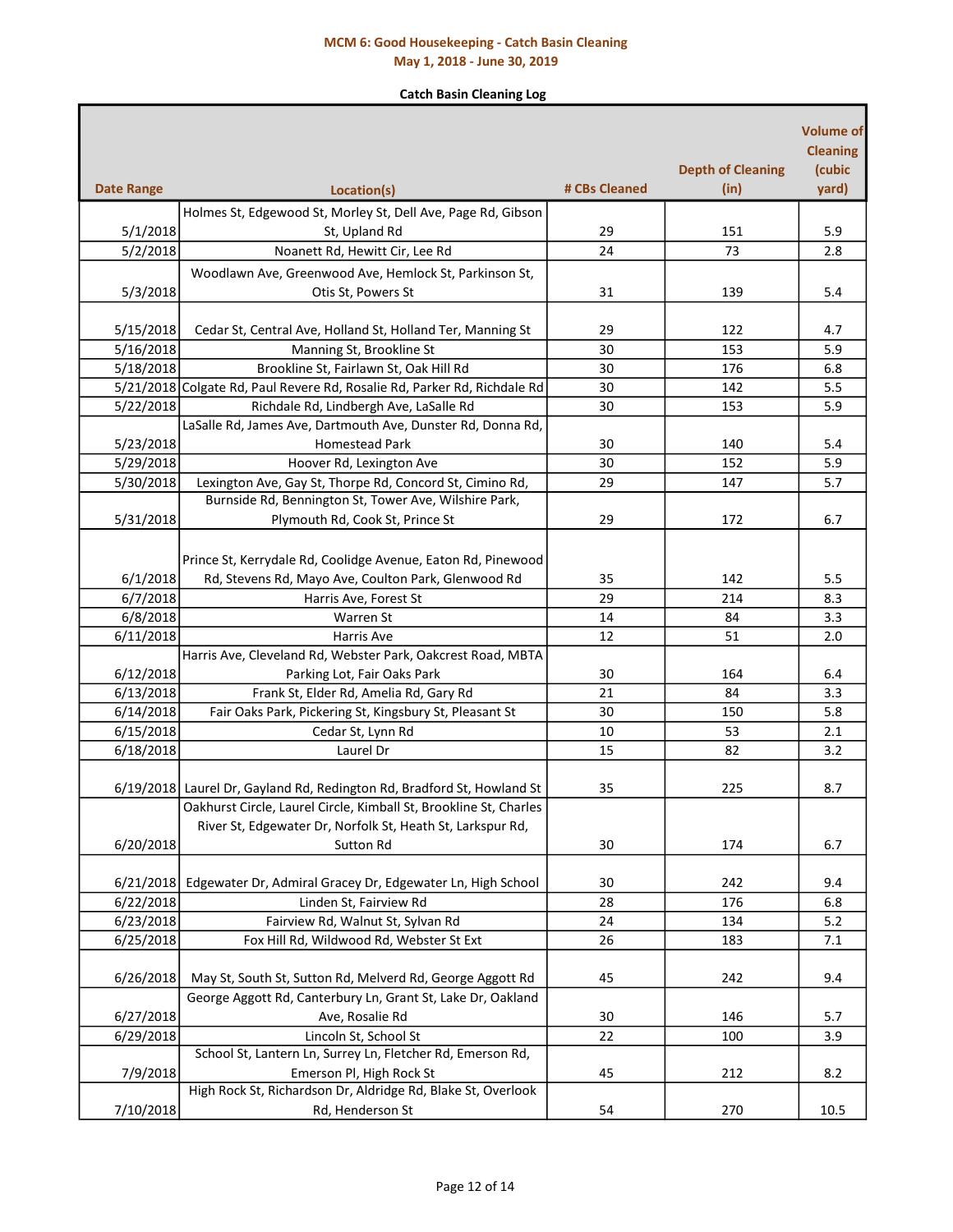# MCM 6: Good Housekeeping - Catch Basin Cleaning

## May 1, 2018 - June 30, 2019

### Catch Basin Cleaning Log

| Date Range | Location(s) | # CBs Cleaned | Depth of Cleaning (in) | Volume of Cleaning (cubic yard) |
|---|---|---|---|---|
| 5/1/2018 | Holmes St, Edgewood St, Morley St, Dell Ave, Page Rd, Gibson St, Upland Rd | 29 | 151 | 5.9 |
| 5/2/2018 | Noanett Rd, Hewitt Cir, Lee Rd | 24 | 73 | 2.8 |
| 5/3/2018 | Woodlawn Ave, Greenwood Ave, Hemlock St, Parkinson St, Otis St, Powers St | 31 | 139 | 5.4 |
| 5/15/2018 | Cedar St, Central Ave, Holland St, Holland Ter, Manning St | 29 | 122 | 4.7 |
| 5/16/2018 | Manning St, Brookline St | 30 | 153 | 5.9 |
| 5/18/2018 | Brookline St, Fairlawn St, Oak Hill Rd | 30 | 176 | 6.8 |
| 5/21/2018 | Colgate Rd, Paul Revere Rd, Rosalie Rd, Parker Rd, Richdale Rd | 30 | 142 | 5.5 |
| 5/22/2018 | Richdale Rd, Lindbergh Ave, LaSalle Rd | 30 | 153 | 5.9 |
| 5/23/2018 | LaSalle Rd, James Ave, Dartmouth Ave, Dunster Rd, Donna Rd, Homestead Park | 30 | 140 | 5.4 |
| 5/29/2018 | Hoover Rd, Lexington Ave | 30 | 152 | 5.9 |
| 5/30/2018 | Lexington Ave, Gay St, Thorpe Rd, Concord St, Cimino Rd, | 29 | 147 | 5.7 |
| 5/31/2018 | Burnside Rd, Bennington St, Tower Ave, Wilshire Park, Plymouth Rd, Cook St, Prince St | 29 | 172 | 6.7 |
| 6/1/2018 | Prince St, Kerrydale Rd, Coolidge Avenue, Eaton Rd, Pinewood Rd, Stevens Rd, Mayo Ave, Coulton Park, Glenwood Rd | 35 | 142 | 5.5 |
| 6/7/2018 | Harris Ave, Forest St | 29 | 214 | 8.3 |
| 6/8/2018 | Warren St | 14 | 84 | 3.3 |
| 6/11/2018 | Harris Ave | 12 | 51 | 2.0 |
| 6/12/2018 | Harris Ave, Cleveland Rd, Webster Park, Oakcrest Road, MBTA Parking Lot, Fair Oaks Park | 30 | 164 | 6.4 |
| 6/13/2018 | Frank St, Elder Rd, Amelia Rd, Gary Rd | 21 | 84 | 3.3 |
| 6/14/2018 | Fair Oaks Park, Pickering St, Kingsbury St, Pleasant St | 30 | 150 | 5.8 |
| 6/15/2018 | Cedar St, Lynn Rd | 10 | 53 | 2.1 |
| 6/18/2018 | Laurel Dr | 15 | 82 | 3.2 |
| 6/19/2018 | Laurel Dr, Gayland Rd, Redington Rd, Bradford St, Howland St | 35 | 225 | 8.7 |
| 6/20/2018 | Oakhurst Circle, Laurel Circle, Kimball St, Brookline St, Charles River St, Edgewater Dr, Norfolk St, Heath St, Larkspur Rd, Sutton Rd | 30 | 174 | 6.7 |
| 6/21/2018 | Edgewater Dr, Admiral Gracey Dr, Edgewater Ln, High School | 30 | 242 | 9.4 |
| 6/22/2018 | Linden St, Fairview Rd | 28 | 176 | 6.8 |
| 6/23/2018 | Fairview Rd, Walnut St, Sylvan Rd | 24 | 134 | 5.2 |
| 6/25/2018 | Fox Hill Rd, Wildwood Rd, Webster St Ext | 26 | 183 | 7.1 |
| 6/26/2018 | May St, South St, Sutton Rd, Melverd Rd, George Aggott Rd | 45 | 242 | 9.4 |
| 6/27/2018 | George Aggott Rd, Canterbury Ln, Grant St, Lake Dr, Oakland Ave, Rosalie Rd | 30 | 146 | 5.7 |
| 6/29/2018 | Lincoln St, School St | 22 | 100 | 3.9 |
| 7/9/2018 | School St, Lantern Ln, Surrey Ln, Fletcher Rd, Emerson Rd, Emerson Pl, High Rock St | 45 | 212 | 8.2 |
| 7/10/2018 | High Rock St, Richardson Dr, Aldridge Rd, Blake St, Overlook Rd, Henderson St | 54 | 270 | 10.5 |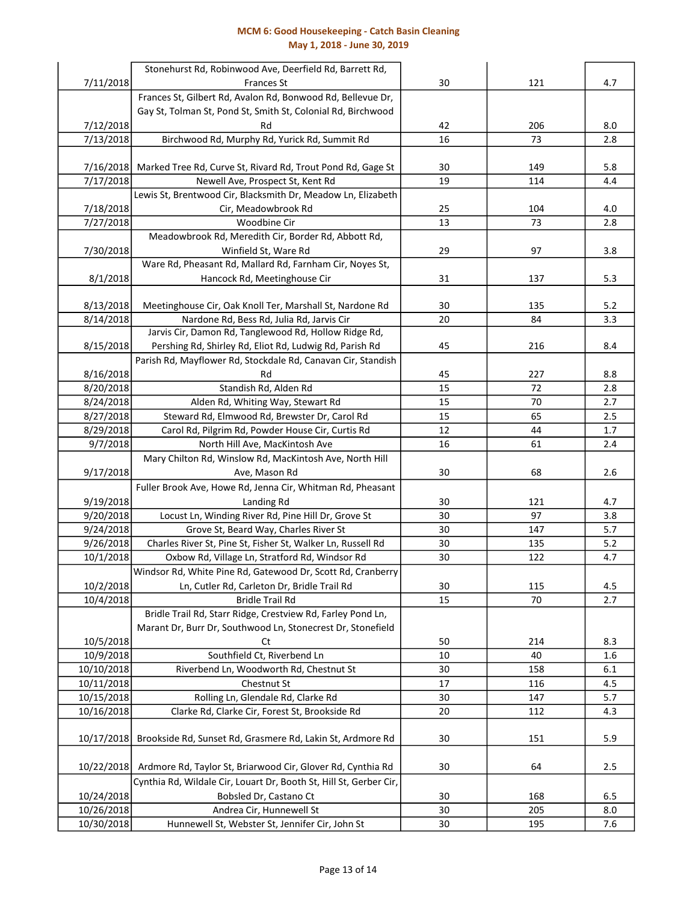**MCM 6: Good Housekeeping - Catch Basin Cleaning**
**May 1, 2018 - June 30, 2019**

| | | | | |
|---|---|---|---|---|
| 7/11/2018 | Stonehurst Rd, Robinwood Ave, Deerfield Rd, Barrett Rd, Frances St | 30 | 121 | 4.7 |
| 7/12/2018 | Frances St, Gilbert Rd, Avalon Rd, Bonwood Rd, Bellevue Dr, Gay St, Tolman St, Pond St, Smith St, Colonial Rd, Birchwood Rd | 42 | 206 | 8.0 |
| 7/13/2018 | Birchwood Rd, Murphy Rd, Yurick Rd, Summit Rd | 16 | 73 | 2.8 |
| 7/16/2018 | Marked Tree Rd, Curve St, Rivard Rd, Trout Pond Rd, Gage St | 30 | 149 | 5.8 |
| 7/17/2018 | Newell Ave, Prospect St, Kent Rd | 19 | 114 | 4.4 |
| 7/18/2018 | Lewis St, Brentwood Cir, Blacksmith Dr, Meadow Ln, Elizabeth Cir, Meadowbrook Rd | 25 | 104 | 4.0 |
| 7/27/2018 | Woodbine Cir | 13 | 73 | 2.8 |
| 7/30/2018 | Meadowbrook Rd, Meredith Cir, Border Rd, Abbott Rd, Winfield St, Ware Rd | 29 | 97 | 3.8 |
| 8/1/2018 | Ware Rd, Pheasant Rd, Mallard Rd, Farnham Cir, Noyes St, Hancock Rd, Meetinghouse Cir | 31 | 137 | 5.3 |
| 8/13/2018 | Meetinghouse Cir, Oak Knoll Ter, Marshall St, Nardone Rd | 30 | 135 | 5.2 |
| 8/14/2018 | Nardone Rd, Bess Rd, Julia Rd, Jarvis Cir | 20 | 84 | 3.3 |
| 8/15/2018 | Jarvis Cir, Damon Rd, Tanglewood Rd, Hollow Ridge Rd, Pershing Rd, Shirley Rd, Eliot Rd, Ludwig Rd, Parish Rd | 45 | 216 | 8.4 |
| 8/16/2018 | Parish Rd, Mayflower Rd, Stockdale Rd, Canavan Cir, Standish Rd | 45 | 227 | 8.8 |
| 8/20/2018 | Standish Rd, Alden Rd | 15 | 72 | 2.8 |
| 8/24/2018 | Alden Rd, Whiting Way, Stewart Rd | 15 | 70 | 2.7 |
| 8/27/2018 | Steward Rd, Elmwood Rd, Brewster Dr, Carol Rd | 15 | 65 | 2.5 |
| 8/29/2018 | Carol Rd, Pilgrim Rd, Powder House Cir, Curtis Rd | 12 | 44 | 1.7 |
| 9/7/2018 | North Hill Ave, MacKintosh Ave | 16 | 61 | 2.4 |
| 9/17/2018 | Mary Chilton Rd, Winslow Rd, MacKintosh Ave, North Hill Ave, Mason Rd | 30 | 68 | 2.6 |
| 9/19/2018 | Fuller Brook Ave, Howe Rd, Jenna Cir, Whitman Rd, Pheasant Landing Rd | 30 | 121 | 4.7 |
| 9/20/2018 | Locust Ln, Winding River Rd, Pine Hill Dr, Grove St | 30 | 97 | 3.8 |
| 9/24/2018 | Grove St, Beard Way, Charles River St | 30 | 147 | 5.7 |
| 9/26/2018 | Charles River St, Pine St, Fisher St, Walker Ln, Russell Rd | 30 | 135 | 5.2 |
| 10/1/2018 | Oxbow Rd, Village Ln, Stratford Rd, Windsor Rd | 30 | 122 | 4.7 |
| 10/2/2018 | Windsor Rd, White Pine Rd, Gatewood Dr, Scott Rd, Cranberry Ln, Cutler Rd, Carleton Dr, Bridle Trail Rd | 30 | 115 | 4.5 |
| 10/4/2018 | Bridle Trail Rd | 15 | 70 | 2.7 |
| 10/5/2018 | Bridle Trail Rd, Starr Ridge, Crestview Rd, Farley Pond Ln, Marant Dr, Burr Dr, Southwood Ln, Stonecrest Dr, Stonefield Ct | 50 | 214 | 8.3 |
| 10/9/2018 | Southfield Ct, Riverbend Ln | 10 | 40 | 1.6 |
| 10/10/2018 | Riverbend Ln, Woodworth Rd, Chestnut St | 30 | 158 | 6.1 |
| 10/11/2018 | Chestnut St | 17 | 116 | 4.5 |
| 10/15/2018 | Rolling Ln, Glendale Rd, Clarke Rd | 30 | 147 | 5.7 |
| 10/16/2018 | Clarke Rd, Clarke Cir, Forest St, Brookside Rd | 20 | 112 | 4.3 |
| 10/17/2018 | Brookside Rd, Sunset Rd, Grasmere Rd, Lakin St, Ardmore Rd | 30 | 151 | 5.9 |
| 10/22/2018 | Ardmore Rd, Taylor St, Briarwood Cir, Glover Rd, Cynthia Rd | 30 | 64 | 2.5 |
| 10/24/2018 | Cynthia Rd, Wildale Cir, Louart Dr, Booth St, Hill St, Gerber Cir, Bobsled Dr, Castano Ct | 30 | 168 | 6.5 |
| 10/26/2018 | Andrea Cir, Hunnewell St | 30 | 205 | 8.0 |
| 10/30/2018 | Hunnewell St, Webster St, Jennifer Cir, John St | 30 | 195 | 7.6 |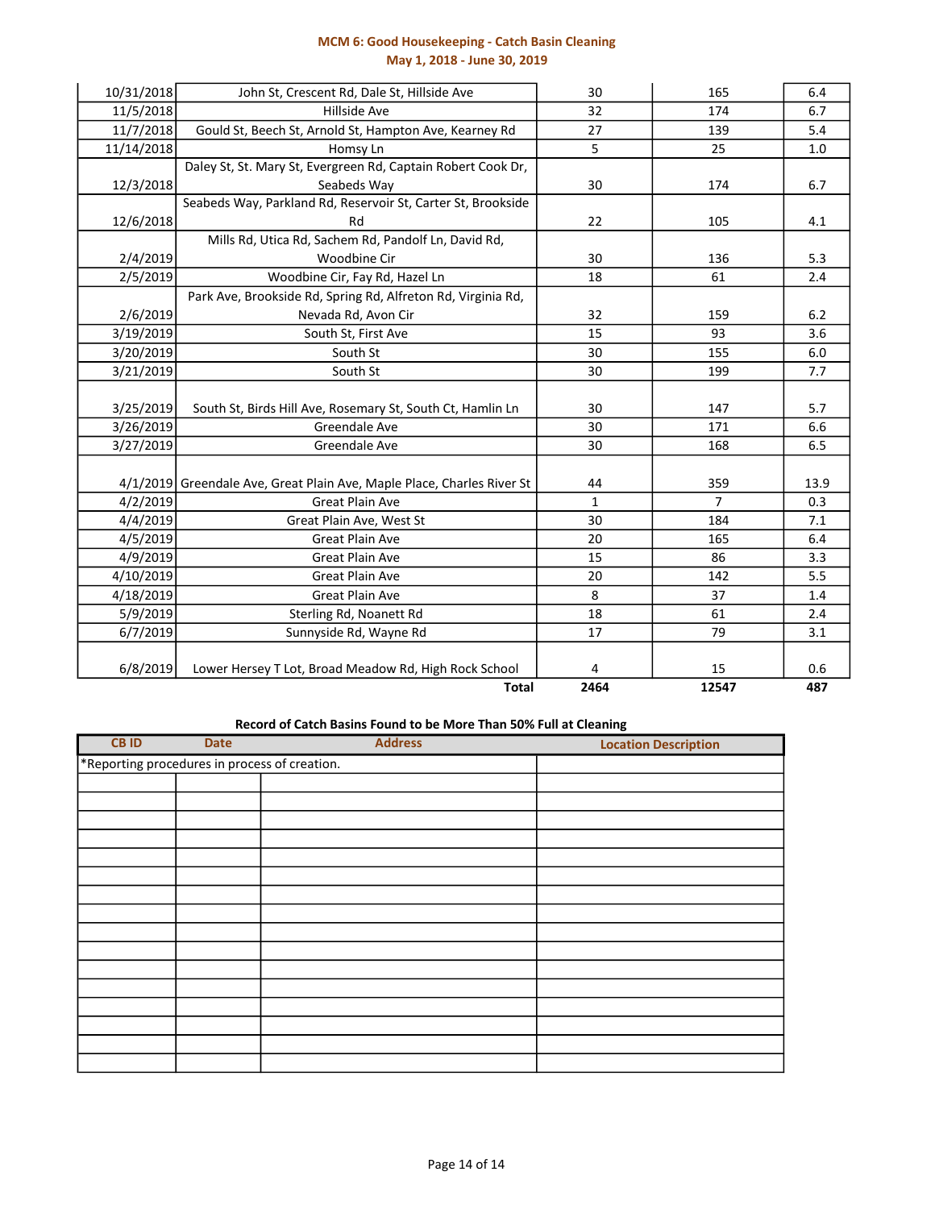## MCM 6: Good Housekeeping - Catch Basin Cleaning

**May 1, 2018 - June 30, 2019**

| | | | | |
|---|---|---|---|---|
| 10/31/2018 | John St, Crescent Rd, Dale St, Hillside Ave | 30 | 165 | 6.4 |
| 11/5/2018 | Hillside Ave | 32 | 174 | 6.7 |
| 11/7/2018 | Gould St, Beech St, Arnold St, Hampton Ave, Kearney Rd | 27 | 139 | 5.4 |
| 11/14/2018 | Homsy Ln | 5 | 25 | 1.0 |
| 12/3/2018 | Daley St, St. Mary St, Evergreen Rd, Captain Robert Cook Dr, Seabeds Way | 30 | 174 | 6.7 |
| 12/6/2018 | Seabeds Way, Parkland Rd, Reservoir St, Carter St, Brookside Rd | 22 | 105 | 4.1 |
| 2/4/2019 | Mills Rd, Utica Rd, Sachem Rd, Pandolf Ln, David Rd, Woodbine Cir | 30 | 136 | 5.3 |
| 2/5/2019 | Woodbine Cir, Fay Rd, Hazel Ln | 18 | 61 | 2.4 |
| 2/6/2019 | Park Ave, Brookside Rd, Spring Rd, Alfreton Rd, Virginia Rd, Nevada Rd, Avon Cir | 32 | 159 | 6.2 |
| 3/19/2019 | South St, First Ave | 15 | 93 | 3.6 |
| 3/20/2019 | South St | 30 | 155 | 6.0 |
| 3/21/2019 | South St | 30 | 199 | 7.7 |
| 3/25/2019 | South St, Birds Hill Ave, Rosemary St, South Ct, Hamlin Ln | 30 | 147 | 5.7 |
| 3/26/2019 | Greendale Ave | 30 | 171 | 6.6 |
| 3/27/2019 | Greendale Ave | 30 | 168 | 6.5 |
| 4/1/2019 | Greendale Ave, Great Plain Ave, Maple Place, Charles River St | 44 | 359 | 13.9 |
| 4/2/2019 | Great Plain Ave | 1 | 7 | 0.3 |
| 4/4/2019 | Great Plain Ave, West St | 30 | 184 | 7.1 |
| 4/5/2019 | Great Plain Ave | 20 | 165 | 6.4 |
| 4/9/2019 | Great Plain Ave | 15 | 86 | 3.3 |
| 4/10/2019 | Great Plain Ave | 20 | 142 | 5.5 |
| 4/18/2019 | Great Plain Ave | 8 | 37 | 1.4 |
| 5/9/2019 | Sterling Rd, Noanett Rd | 18 | 61 | 2.4 |
| 6/7/2019 | Sunnyside Rd, Wayne Rd | 17 | 79 | 3.1 |
| 6/8/2019 | Lower Hersey T Lot, Broad Meadow Rd, High Rock School | 4 | 15 | 0.6 |
| | **Total** | **2464** | **12547** | **487** |

**Record of Catch Basins Found to be More Than 50% Full at Cleaning**

| CB ID | Date | Address | Location Description |
|---|---|---|---|
| *Reporting procedures in process of creation. | | | |
| | | | |
| | | | |
| | | | |
| | | | |
| | | | |
| | | | |
| | | | |
| | | | |
| | | | |
| | | | |
| | | | |
| | | | |
| | | | |
| | | | |
| | | | |
| | | | |